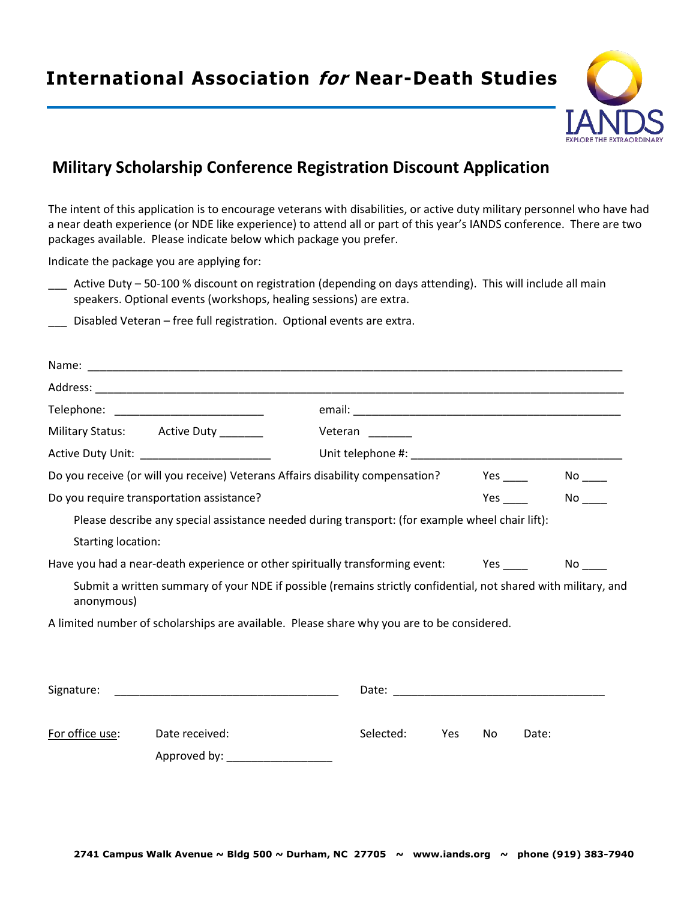# International Association *for* Near-Death Studies

IANDS
EXPLORE THE EXTRAORDINARY

## Military Scholarship Conference Registration Discount Application

The intent of this application is to encourage veterans with disabilities, or active duty military personnel who have had a near death experience (or NDE like experience) to attend all or part of this year's IANDS conference. There are two packages available. Please indicate below which package you prefer.

Indicate the package you are applying for:

___ Active Duty – 50-100 % discount on registration (depending on days attending). This will include all main speakers. Optional events (workshops, healing sessions) are extra.

___ Disabled Veteran – free full registration. Optional events are extra.

Name: ______________________________________________________________________________

Address: ____________________________________________________________________________

Telephone: ________________________ email: ____________________________________________

Military Status: Active Duty _______ Veteran _______

Active Duty Unit: _____________________ Unit telephone #: __________________________________

Do you receive (or will you receive) Veterans Affairs disability compensation? Yes ____ No ____

Do you require transportation assistance? Yes ____ No ____

Please describe any special assistance needed during transport: (for example wheel chair lift):

Starting location:

Have you had a near-death experience or other spiritually transforming event: Yes ____ No ____

Submit a written summary of your NDE if possible (remains strictly confidential, not shared with military, and anonymous)

A limited number of scholarships are available. Please share why you are to be considered.

Signature: ____________________________________ Date: __________________________________

For office use: Date received: Selected: Yes No Date:

Approved by: _________________

2741 Campus Walk Avenue ~ Bldg 500 ~ Durham, NC 27705 ~ www.iands.org ~ phone (919) 383-7940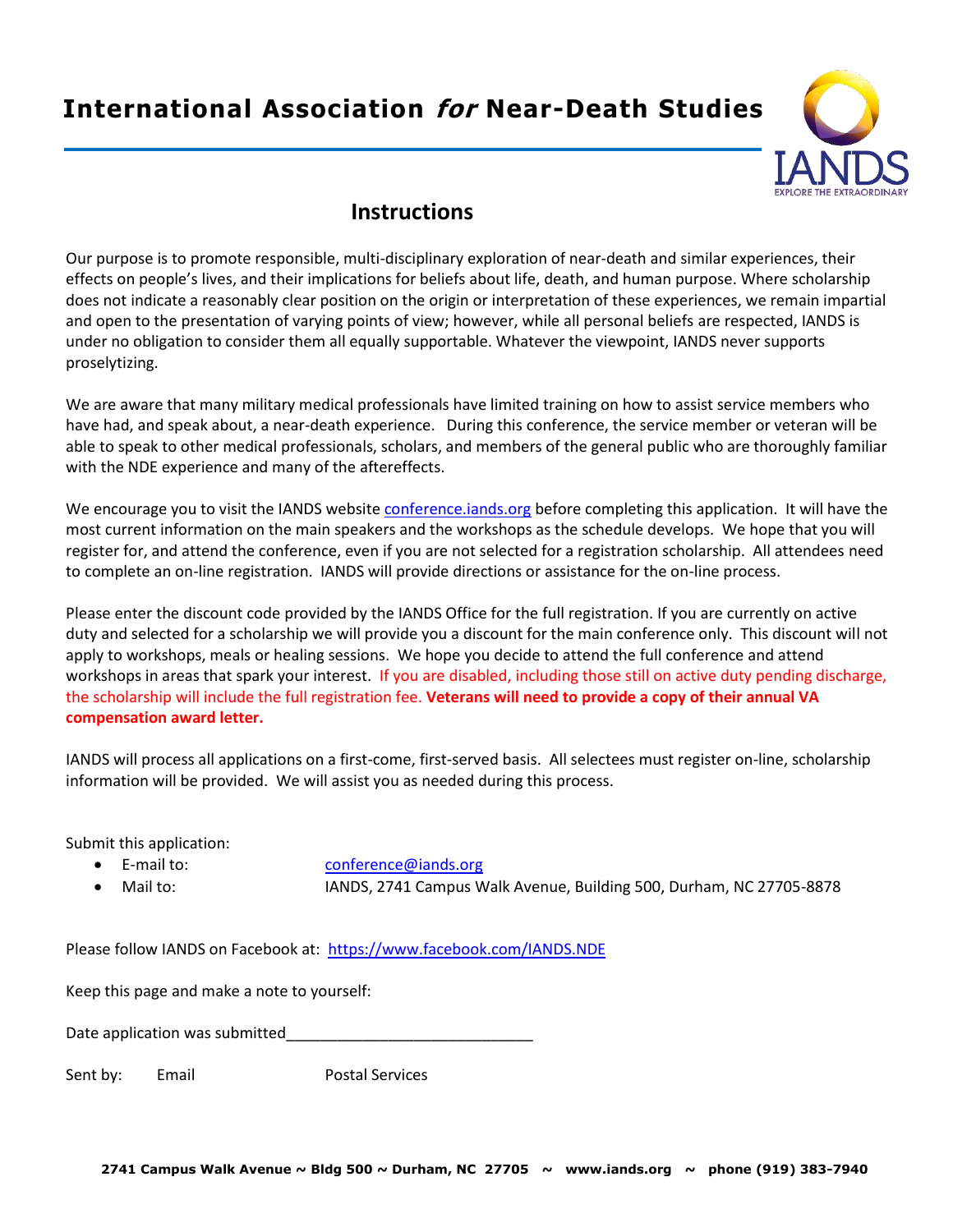# International Association *for* Near-Death Studies

IANDS
EXPLORE THE EXTRAORDINARY

## Instructions

Our purpose is to promote responsible, multi-disciplinary exploration of near-death and similar experiences, their effects on people's lives, and their implications for beliefs about life, death, and human purpose. Where scholarship does not indicate a reasonably clear position on the origin or interpretation of these experiences, we remain impartial and open to the presentation of varying points of view; however, while all personal beliefs are respected, IANDS is under no obligation to consider them all equally supportable. Whatever the viewpoint, IANDS never supports proselytizing.

We are aware that many military medical professionals have limited training on how to assist service members who have had, and speak about, a near-death experience. During this conference, the service member or veteran will be able to speak to other medical professionals, scholars, and members of the general public who are thoroughly familiar with the NDE experience and many of the aftereffects.

We encourage you to visit the IANDS website conference.iands.org before completing this application. It will have the most current information on the main speakers and the workshops as the schedule develops. We hope that you will register for, and attend the conference, even if you are not selected for a registration scholarship. All attendees need to complete an on-line registration. IANDS will provide directions or assistance for the on-line process.

Please enter the discount code provided by the IANDS Office for the full registration. If you are currently on active duty and selected for a scholarship we will provide you a discount for the main conference only. This discount will not apply to workshops, meals or healing sessions. We hope you decide to attend the full conference and attend workshops in areas that spark your interest. If you are disabled, including those still on active duty pending discharge, the scholarship will include the full registration fee. **Veterans will need to provide a copy of their annual VA compensation award letter.**

IANDS will process all applications on a first-come, first-served basis. All selectees must register on-line, scholarship information will be provided. We will assist you as needed during this process.

Submit this application:

- E-mail to: conference@iands.org
- Mail to: IANDS, 2741 Campus Walk Avenue, Building 500, Durham, NC 27705-8878

Please follow IANDS on Facebook at: https://www.facebook.com/IANDS.NDE

Keep this page and make a note to yourself:

Date application was submitted_____________________________

Sent by: Email Postal Services

**2741 Campus Walk Avenue ~ Bldg 500 ~ Durham, NC 27705 ~ www.iands.org ~ phone (919) 383-7940**